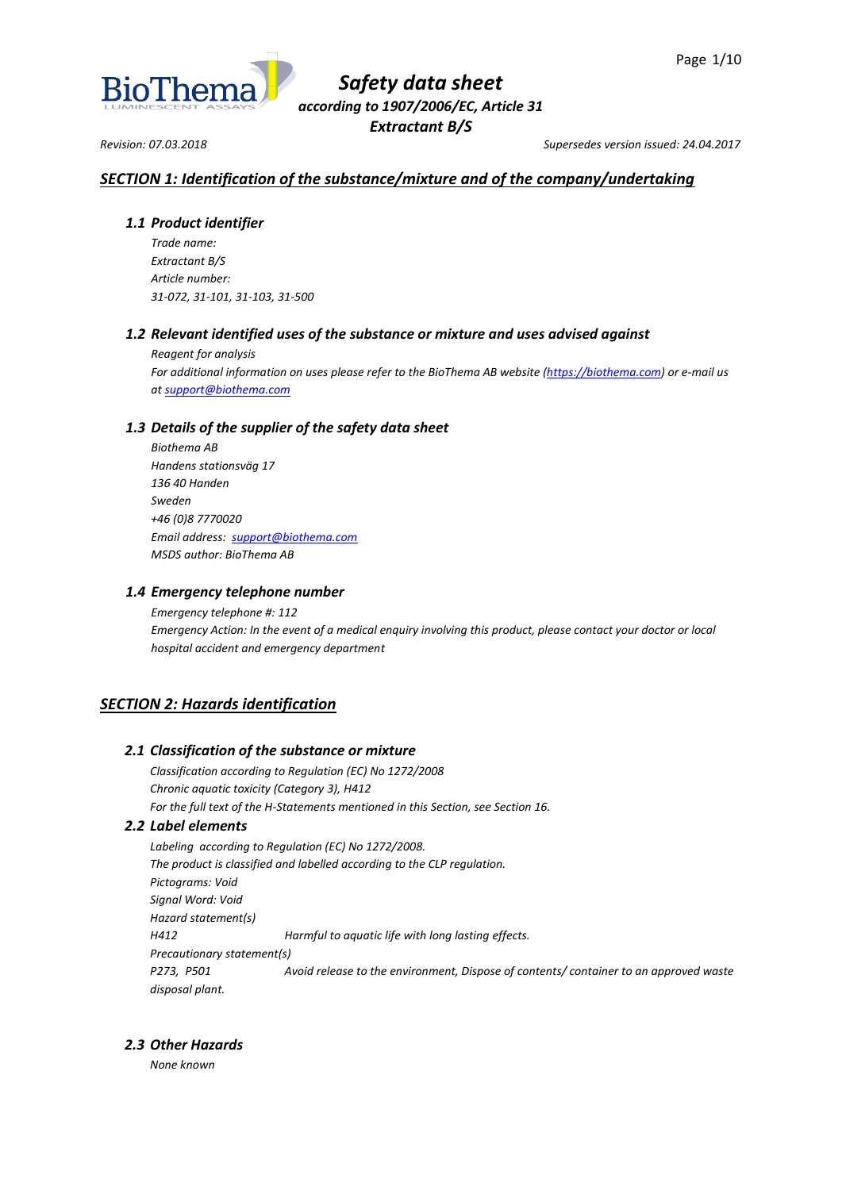# *Safety data sheet*

***according to 1907/2006/EC, Article 31***

***Extractant B/S***

*Revision: 07.03.2018* *Supersedes version issued: 24.04.2017*

## *SECTION 1: Identification of the substance/mixture and of the company/undertaking*

### *1.1 Product identifier*

*Trade name:*
*Extractant B/S*
*Article number:*
*31-072, 31-101, 31-103, 31-500*

### *1.2 Relevant identified uses of the substance or mixture and uses advised against*

*Reagent for analysis*
*For additional information on uses please refer to the BioThema AB website (https://biothema.com) or e-mail us at support@biothema.com*

### *1.3 Details of the supplier of the safety data sheet*

*Biothema AB*
*Handens stationsväg 17*
*136 40 Handen*
*Sweden*
*+46 (0)8 7770020*
*Email address: support@biothema.com*
*MSDS author: BioThema AB*

### *1.4 Emergency telephone number*

*Emergency telephone #: 112*
*Emergency Action: In the event of a medical enquiry involving this product, please contact your doctor or local hospital accident and emergency department*

## *SECTION 2: Hazards identification*

### *2.1 Classification of the substance or mixture*

*Classification according to Regulation (EC) No 1272/2008*
*Chronic aquatic toxicity (Category 3), H412*
*For the full text of the H-Statements mentioned in this Section, see Section 16.*

### *2.2 Label elements*

*Labeling according to Regulation (EC) No 1272/2008.*
*The product is classified and labelled according to the CLP regulation.*
*Pictograms: Void*
*Signal Word: Void*
*Hazard statement(s)*
*H412* *Harmful to aquatic life with long lasting effects.*
*Precautionary statement(s)*
*P273, P501* *Avoid release to the environment, Dispose of contents/ container to an approved waste disposal plant.*

### *2.3 Other Hazards*

*None known*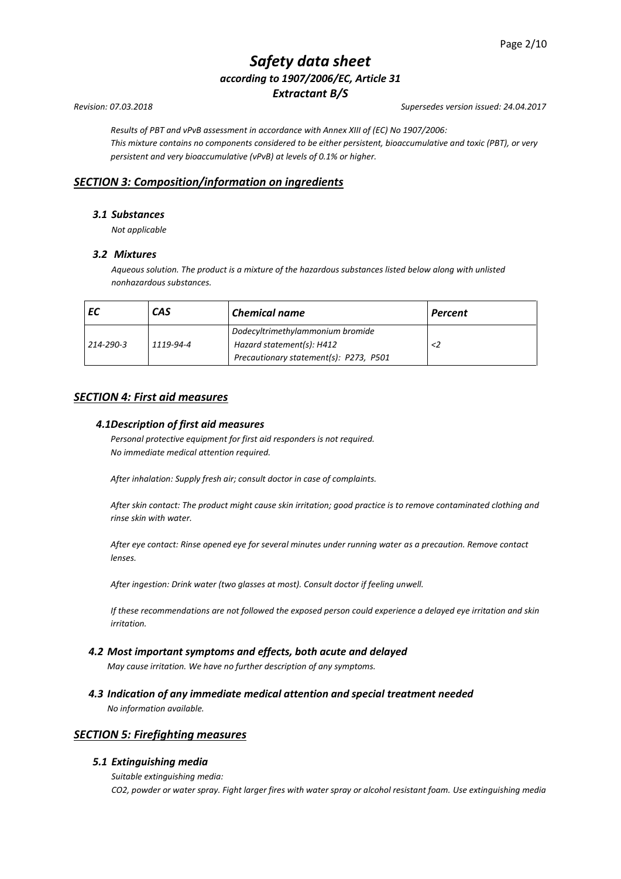*Results of PBT and vPvB assessment in accordance with Annex XIII of (EC) No 1907/2006:*
*This mixture contains no components considered to be either persistent, bioaccumulative and toxic (PBT), or very persistent and very bioaccumulative (vPvB) at levels of 0.1% or higher.*

## *SECTION 3: Composition/information on ingredients*

### *3.1 Substances*

*Not applicable*

### *3.2 Mixtures*

*Aqueous solution. The product is a mixture of the hazardous substances listed below along with unlisted nonhazardous substances.*

| *EC* | *CAS* | *Chemical name* | *Percent* |
|---|---|---|---|
| *214-290-3* | *1119-94-4* | *Dodecyltrimethylammonium bromide*<br>*Hazard statement(s): H412*<br>*Precautionary statement(s): P273, P501* | *<2* |

## *SECTION 4: First aid measures*

### *4.1Description of first aid measures*

*Personal protective equipment for first aid responders is not required.*
*No immediate medical attention required.*

*After inhalation: Supply fresh air; consult doctor in case of complaints.*

*After skin contact: The product might cause skin irritation; good practice is to remove contaminated clothing and rinse skin with water.*

*After eye contact: Rinse opened eye for several minutes under running water as a precaution. Remove contact lenses.*

*After ingestion: Drink water (two glasses at most). Consult doctor if feeling unwell.*

*If these recommendations are not followed the exposed person could experience a delayed eye irritation and skin irritation.*

### *4.2 Most important symptoms and effects, both acute and delayed*

*May cause irritation. We have no further description of any symptoms.*

### *4.3 Indication of any immediate medical attention and special treatment needed*

*No information available.*

## *SECTION 5: Firefighting measures*

### *5.1 Extinguishing media*

*Suitable extinguishing media:*
*CO2, powder or water spray. Fight larger fires with water spray or alcohol resistant foam. Use extinguishing media*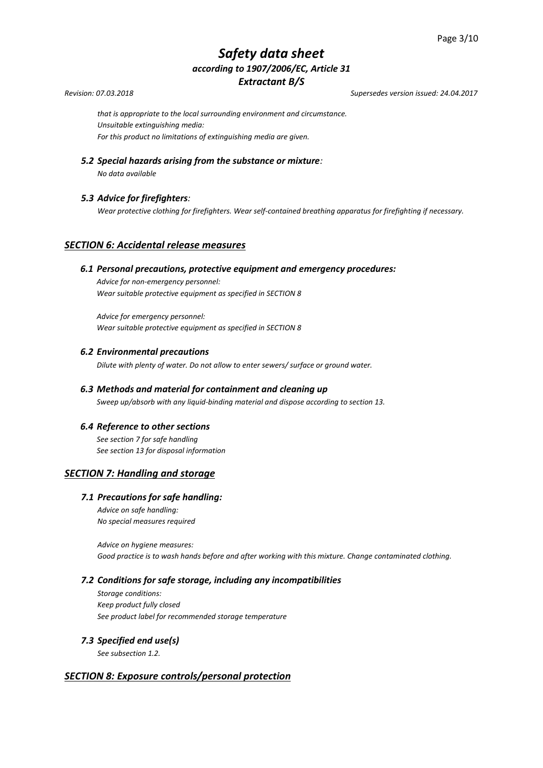*that is appropriate to the local surrounding environment and circumstance.*
*Unsuitable extinguishing media:*
*For this product no limitations of extinguishing media are given.*

### *5.2 Special hazards arising from the substance or mixture:*

*No data available*

### *5.3 Advice for firefighters:*

*Wear protective clothing for firefighters. Wear self-contained breathing apparatus for firefighting if necessary.*

## *SECTION 6: Accidental release measures*

### *6.1 Personal precautions, protective equipment and emergency procedures:*

*Advice for non-emergency personnel:*
*Wear suitable protective equipment as specified in SECTION 8*

*Advice for emergency personnel:*
*Wear suitable protective equipment as specified in SECTION 8*

### *6.2 Environmental precautions*

*Dilute with plenty of water. Do not allow to enter sewers/ surface or ground water.*

### *6.3 Methods and material for containment and cleaning up*

*Sweep up/absorb with any liquid-binding material and dispose according to section 13.*

### *6.4 Reference to other sections*

*See section 7 for safe handling*
*See section 13 for disposal information*

## *SECTION 7: Handling and storage*

### *7.1 Precautions for safe handling:*

*Advice on safe handling:*
*No special measures required*

*Advice on hygiene measures:*
*Good practice is to wash hands before and after working with this mixture. Change contaminated clothing.*

### *7.2 Conditions for safe storage, including any incompatibilities*

*Storage conditions:*
*Keep product fully closed*
*See product label for recommended storage temperature*

### *7.3 Specified end use(s)*

*See subsection 1.2.*

## *SECTION 8: Exposure controls/personal protection*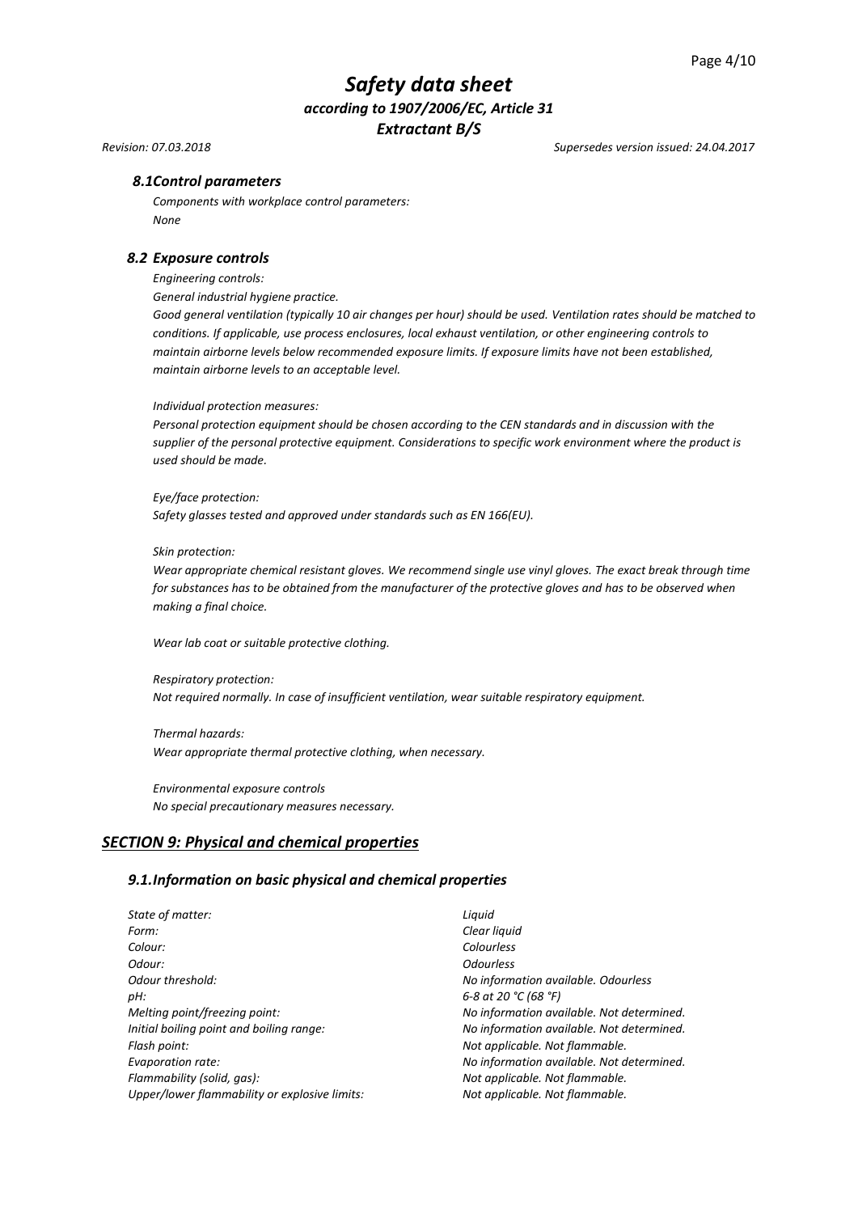### *8.1Control parameters*

*Components with workplace control parameters:*
*None*

### *8.2 Exposure controls*

*Engineering controls:*
*General industrial hygiene practice.*
*Good general ventilation (typically 10 air changes per hour) should be used. Ventilation rates should be matched to conditions. If applicable, use process enclosures, local exhaust ventilation, or other engineering controls to maintain airborne levels below recommended exposure limits. If exposure limits have not been established, maintain airborne levels to an acceptable level.*

*Individual protection measures:*
*Personal protection equipment should be chosen according to the CEN standards and in discussion with the supplier of the personal protective equipment. Considerations to specific work environment where the product is used should be made.*

*Eye/face protection:*
*Safety glasses tested and approved under standards such as EN 166(EU).*

*Skin protection:*
*Wear appropriate chemical resistant gloves. We recommend single use vinyl gloves. The exact break through time for substances has to be obtained from the manufacturer of the protective gloves and has to be observed when making a final choice.*

*Wear lab coat or suitable protective clothing.*

*Respiratory protection:*
*Not required normally. In case of insufficient ventilation, wear suitable respiratory equipment.*

*Thermal hazards:*
*Wear appropriate thermal protective clothing, when necessary.*

*Environmental exposure controls*
*No special precautionary measures necessary.*

## ***SECTION 9: Physical and chemical properties***

### *9.1.Information on basic physical and chemical properties*

| | |
|---|---|
| *State of matter:* | *Liquid* |
| *Form:* | *Clear liquid* |
| *Colour:* | *Colourless* |
| *Odour:* | *Odourless* |
| *Odour threshold:* | *No information available. Odourless* |
| *pH:* | *6-8 at 20 °C (68 °F)* |
| *Melting point/freezing point:* | *No information available. Not determined.* |
| *Initial boiling point and boiling range:* | *No information available. Not determined.* |
| *Flash point:* | *Not applicable. Not flammable.* |
| *Evaporation rate:* | *No information available. Not determined.* |
| *Flammability (solid, gas):* | *Not applicable. Not flammable.* |
| *Upper/lower flammability or explosive limits:* | *Not applicable. Not flammable.* |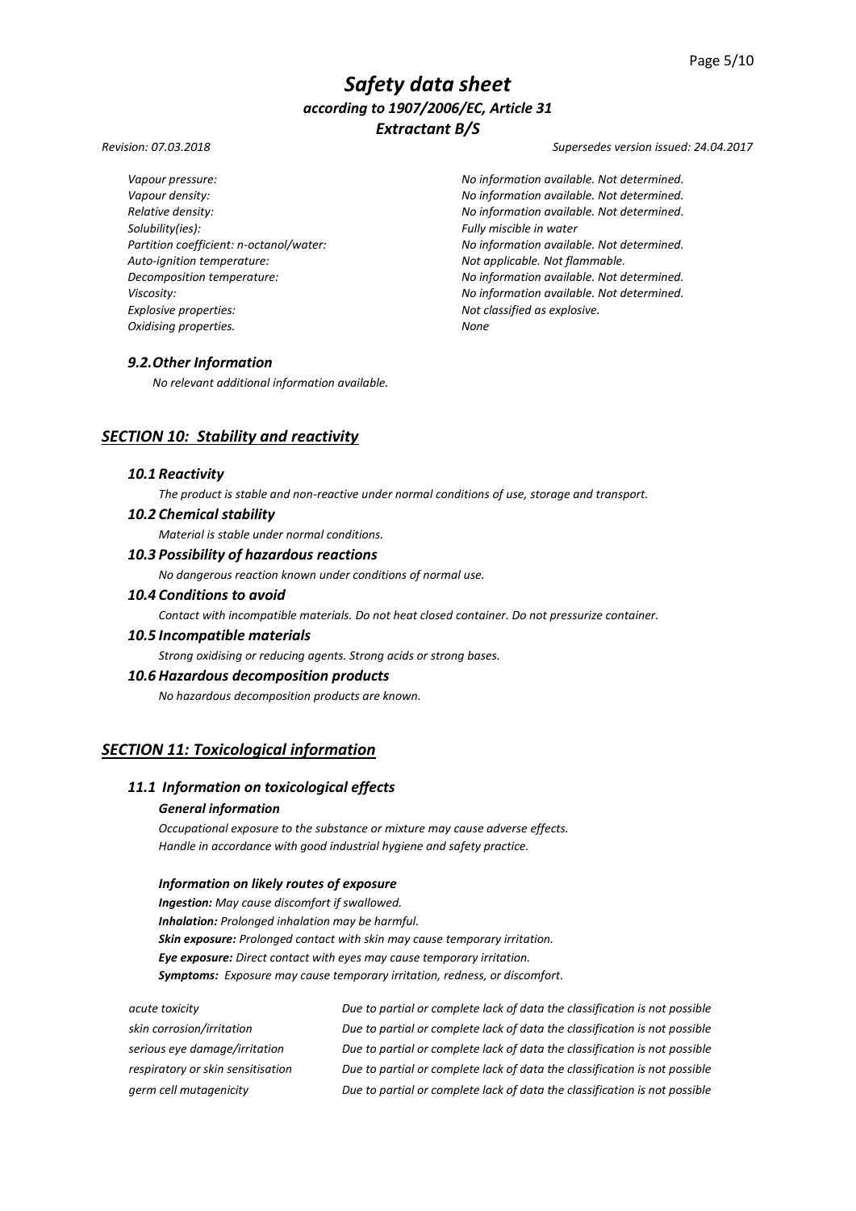| | |
|---|---|
| *Vapour pressure:* | *No information available. Not determined.* |
| *Vapour density:* | *No information available. Not determined.* |
| *Relative density:* | *No information available. Not determined.* |
| *Solubility(ies):* | *Fully miscible in water* |
| *Partition coefficient: n-octanol/water:* | *No information available. Not determined.* |
| *Auto-ignition temperature:* | *Not applicable. Not flammable.* |
| *Decomposition temperature:* | *No information available. Not determined.* |
| *Viscosity:* | *No information available. Not determined.* |
| *Explosive properties:* | *Not classified as explosive.* |
| *Oxidising properties.* | *None* |

### *9.2. Other Information*

*No relevant additional information available.*

## *SECTION 10: Stability and reactivity*

### *10.1 Reactivity*

*The product is stable and non-reactive under normal conditions of use, storage and transport.*

### *10.2 Chemical stability*

*Material is stable under normal conditions.*

### *10.3 Possibility of hazardous reactions*

*No dangerous reaction known under conditions of normal use.*

### *10.4 Conditions to avoid*

*Contact with incompatible materials. Do not heat closed container. Do not pressurize container.*

### *10.5 Incompatible materials*

*Strong oxidising or reducing agents. Strong acids or strong bases.*

### *10.6 Hazardous decomposition products*

*No hazardous decomposition products are known.*

## *SECTION 11: Toxicological information*

### *11.1 Information on toxicological effects*

***General information***

*Occupational exposure to the substance or mixture may cause adverse effects.*
*Handle in accordance with good industrial hygiene and safety practice.*

***Information on likely routes of exposure***

***Ingestion:*** *May cause discomfort if swallowed.*
***Inhalation:*** *Prolonged inhalation may be harmful.*
***Skin exposure:*** *Prolonged contact with skin may cause temporary irritation.*
***Eye exposure:*** *Direct contact with eyes may cause temporary irritation.*
***Symptoms:*** *Exposure may cause temporary irritation, redness, or discomfort.*

| | |
|---|---|
| *acute toxicity* | *Due to partial or complete lack of data the classification is not possible* |
| *skin corrosion/irritation* | *Due to partial or complete lack of data the classification is not possible* |
| *serious eye damage/irritation* | *Due to partial or complete lack of data the classification is not possible* |
| *respiratory or skin sensitisation* | *Due to partial or complete lack of data the classification is not possible* |
| *germ cell mutagenicity* | *Due to partial or complete lack of data the classification is not possible* |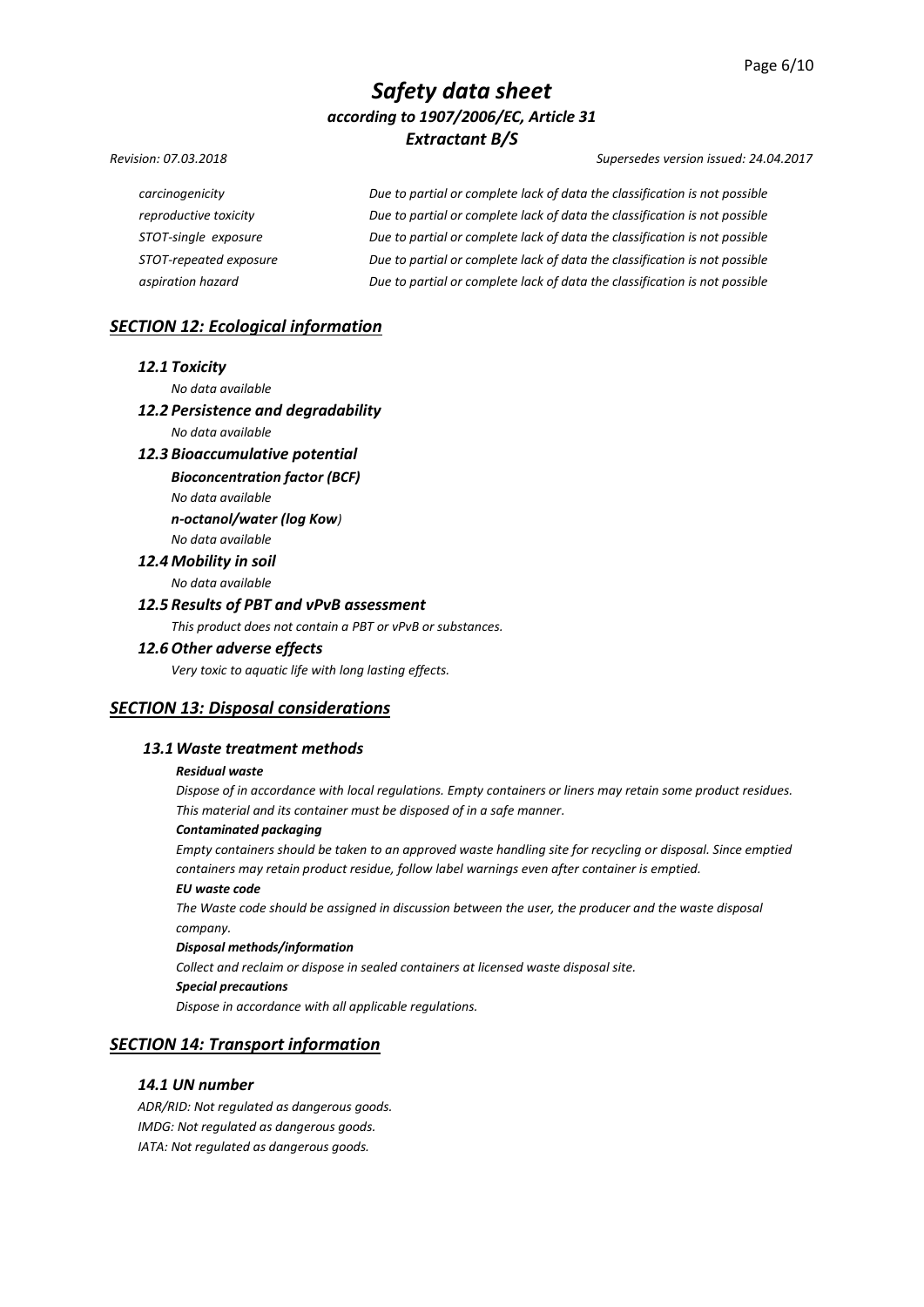| | |
|---|---|
| *carcinogenicity* | *Due to partial or complete lack of data the classification is not possible* |
| *reproductive toxicity* | *Due to partial or complete lack of data the classification is not possible* |
| *STOT-single exposure* | *Due to partial or complete lack of data the classification is not possible* |
| *STOT-repeated exposure* | *Due to partial or complete lack of data the classification is not possible* |
| *aspiration hazard* | *Due to partial or complete lack of data the classification is not possible* |

## *SECTION 12: Ecological information*

### *12.1 Toxicity*

*No data available*

### *12.2 Persistence and degradability*

*No data available*

### *12.3 Bioaccumulative potential*

***Bioconcentration factor (BCF)***

*No data available*

***n-octanol/water (log Kow)***

*No data available*

### *12.4 Mobility in soil*

*No data available*

### *12.5 Results of PBT and vPvB assessment*

*This product does not contain a PBT or vPvB or substances.*

### *12.6 Other adverse effects*

*Very toxic to aquatic life with long lasting effects.*

## *SECTION 13: Disposal considerations*

### *13.1 Waste treatment methods*

***Residual waste***

*Dispose of in accordance with local regulations. Empty containers or liners may retain some product residues. This material and its container must be disposed of in a safe manner.*

***Contaminated packaging***

*Empty containers should be taken to an approved waste handling site for recycling or disposal. Since emptied containers may retain product residue, follow label warnings even after container is emptied.*

***EU waste code***

*The Waste code should be assigned in discussion between the user, the producer and the waste disposal company.*

***Disposal methods/information***

*Collect and reclaim or dispose in sealed containers at licensed waste disposal site.*

***Special precautions***

*Dispose in accordance with all applicable regulations.*

## *SECTION 14: Transport information*

### *14.1 UN number*

*ADR/RID: Not regulated as dangerous goods.*
*IMDG: Not regulated as dangerous goods.*
*IATA: Not regulated as dangerous goods.*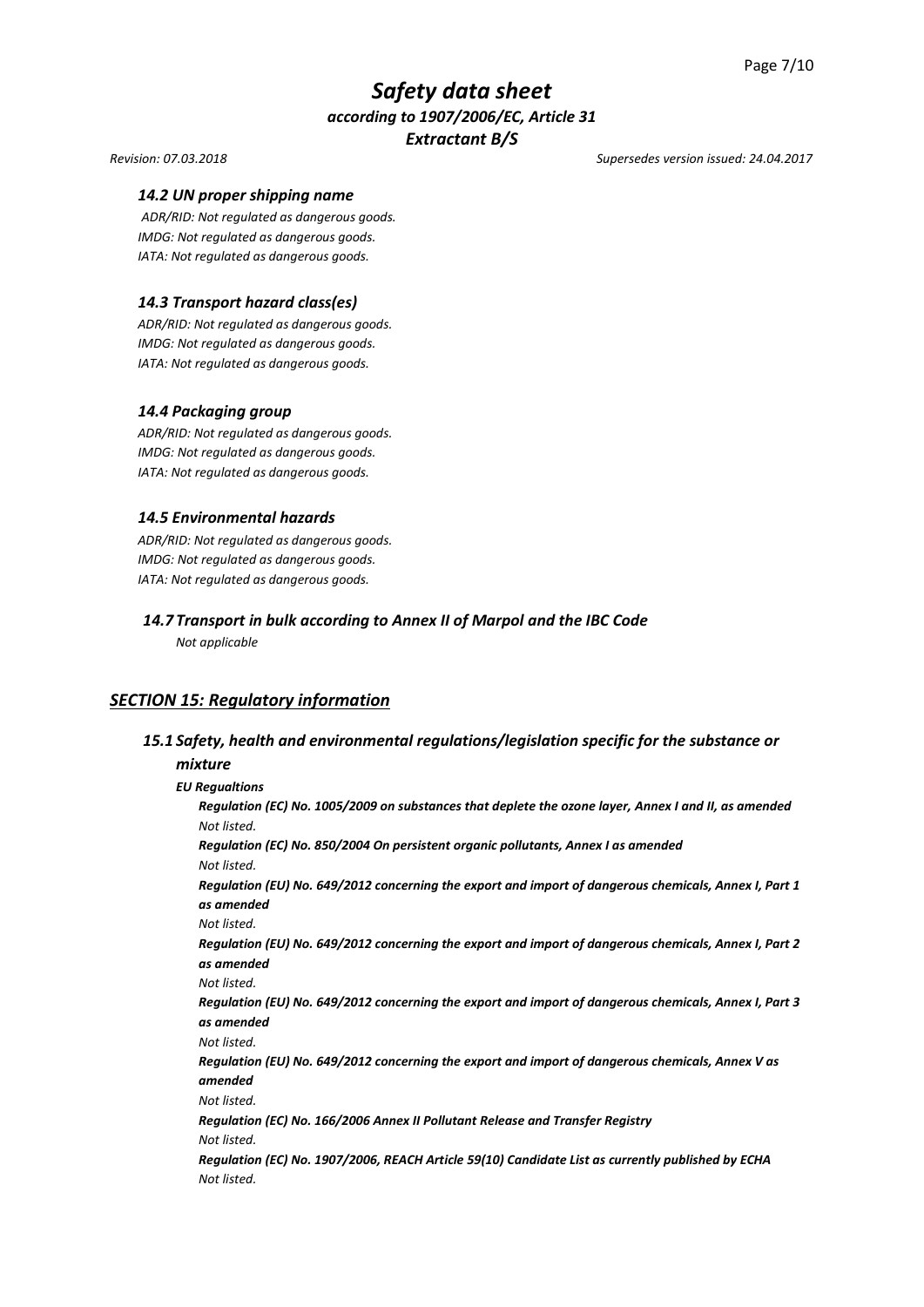### *14.2 UN proper shipping name*

*ADR/RID: Not regulated as dangerous goods.*
*IMDG: Not regulated as dangerous goods.*
*IATA: Not regulated as dangerous goods.*

### *14.3 Transport hazard class(es)*

*ADR/RID: Not regulated as dangerous goods.*
*IMDG: Not regulated as dangerous goods.*
*IATA: Not regulated as dangerous goods.*

### *14.4 Packaging group*

*ADR/RID: Not regulated as dangerous goods.*
*IMDG: Not regulated as dangerous goods.*
*IATA: Not regulated as dangerous goods.*

### *14.5 Environmental hazards*

*ADR/RID: Not regulated as dangerous goods.*
*IMDG: Not regulated as dangerous goods.*
*IATA: Not regulated as dangerous goods.*

### *14.7 Transport in bulk according to Annex II of Marpol and the IBC Code*

*Not applicable*

## *SECTION 15: Regulatory information*

### *15.1 Safety, health and environmental regulations/legislation specific for the substance or mixture*

***EU Regualtions***

***Regulation (EC) No. 1005/2009 on substances that deplete the ozone layer, Annex I and II, as amended***
*Not listed.*

***Regulation (EC) No. 850/2004 On persistent organic pollutants, Annex I as amended***
*Not listed.*

***Regulation (EU) No. 649/2012 concerning the export and import of dangerous chemicals, Annex I, Part 1 as amended***
*Not listed.*

***Regulation (EU) No. 649/2012 concerning the export and import of dangerous chemicals, Annex I, Part 2 as amended***
*Not listed.*

***Regulation (EU) No. 649/2012 concerning the export and import of dangerous chemicals, Annex I, Part 3 as amended***
*Not listed.*

***Regulation (EU) No. 649/2012 concerning the export and import of dangerous chemicals, Annex V as amended***
*Not listed.*

***Regulation (EC) No. 166/2006 Annex II Pollutant Release and Transfer Registry***
*Not listed.*

***Regulation (EC) No. 1907/2006, REACH Article 59(10) Candidate List as currently published by ECHA***
*Not listed.*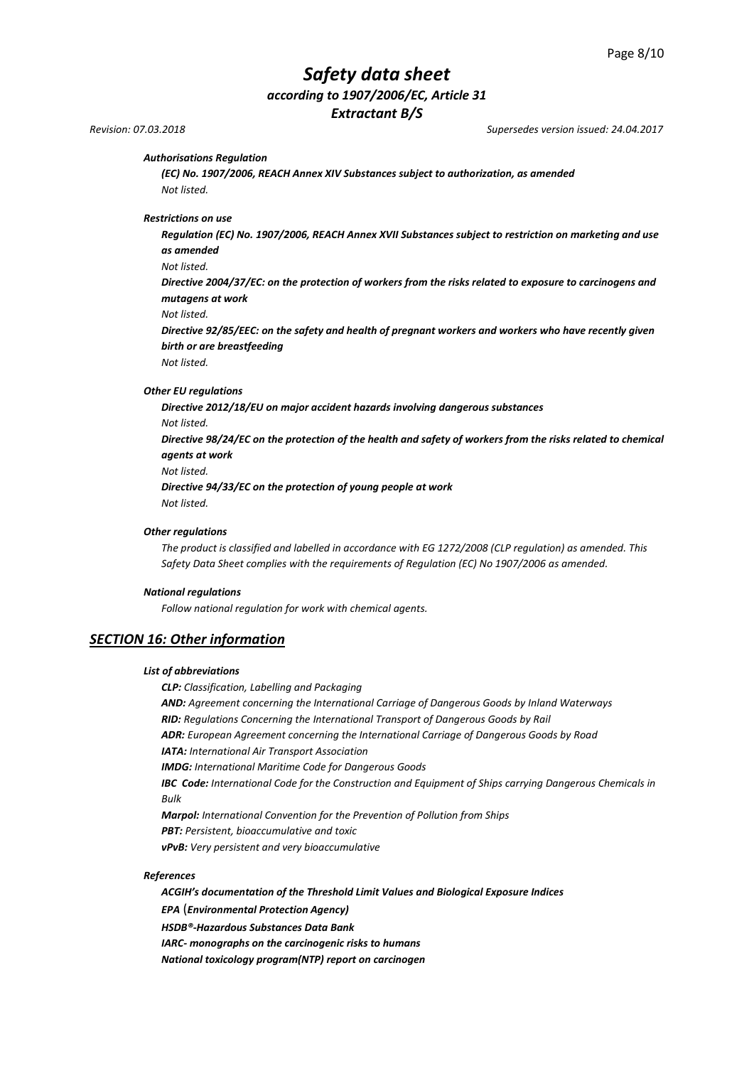#### *Authorisations Regulation*

***(EC) No. 1907/2006, REACH Annex XIV Substances subject to authorization, as amended***

*Not listed.*

#### *Restrictions on use*

***Regulation (EC) No. 1907/2006, REACH Annex XVII Substances subject to restriction on marketing and use as amended***

*Not listed.*

***Directive 2004/37/EC: on the protection of workers from the risks related to exposure to carcinogens and mutagens at work***

*Not listed.*

***Directive 92/85/EEC: on the safety and health of pregnant workers and workers who have recently given birth or are breastfeeding***

*Not listed.*

#### *Other EU regulations*

***Directive 2012/18/EU on major accident hazards involving dangerous substances***

*Not listed.*

***Directive 98/24/EC on the protection of the health and safety of workers from the risks related to chemical agents at work***

*Not listed.*

***Directive 94/33/EC on the protection of young people at work***

*Not listed.*

#### *Other regulations*

*The product is classified and labelled in accordance with EG 1272/2008 (CLP regulation) as amended. This Safety Data Sheet complies with the requirements of Regulation (EC) No 1907/2006 as amended.*

#### *National regulations*

*Follow national regulation for work with chemical agents.*

## *SECTION 16: Other information*

#### *List of abbreviations*

***CLP:*** *Classification, Labelling and Packaging*
***AND:*** *Agreement concerning the International Carriage of Dangerous Goods by Inland Waterways*
***RID:*** *Regulations Concerning the International Transport of Dangerous Goods by Rail*
***ADR:*** *European Agreement concerning the International Carriage of Dangerous Goods by Road*
***IATA:*** *International Air Transport Association*
***IMDG:*** *International Maritime Code for Dangerous Goods*
***IBC Code:*** *International Code for the Construction and Equipment of Ships carrying Dangerous Chemicals in Bulk*
***Marpol:*** *International Convention for the Prevention of Pollution from Ships*
***PBT:*** *Persistent, bioaccumulative and toxic*
***vPvB:*** *Very persistent and very bioaccumulative*

#### *References*

***ACGIH's documentation of the Threshold Limit Values and Biological Exposure Indices***
***EPA (Environmental Protection Agency)***
***HSDB®-Hazardous Substances Data Bank***
***IARC- monographs on the carcinogenic risks to humans***
***National toxicology program(NTP) report on carcinogen***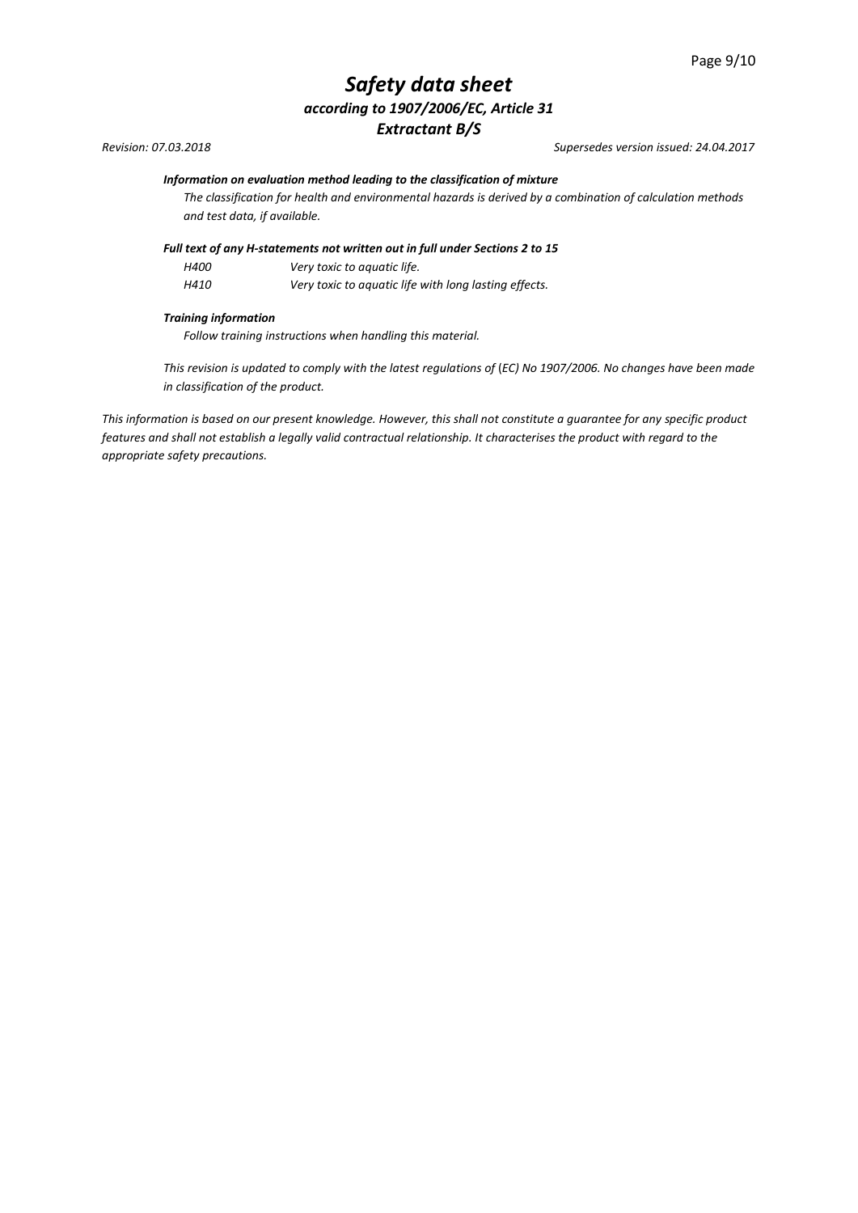***Information on evaluation method leading to the classification of mixture***

*The classification for health and environmental hazards is derived by a combination of calculation methods and test data, if available.*

***Full text of any H-statements not written out in full under Sections 2 to 15***

| | |
|---|---|
| *H400* | *Very toxic to aquatic life.* |
| *H410* | *Very toxic to aquatic life with long lasting effects.* |

***Training information***

*Follow training instructions when handling this material.*

*This revision is updated to comply with the latest regulations of (EC) No 1907/2006. No changes have been made in classification of the product.*

*This information is based on our present knowledge. However, this shall not constitute a guarantee for any specific product features and shall not establish a legally valid contractual relationship. It characterises the product with regard to the appropriate safety precautions.*